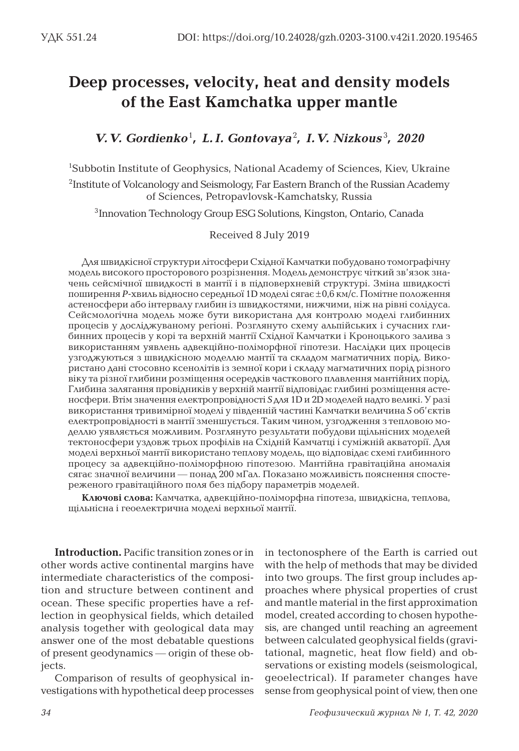УДК 551.24 DOI: https://doi.org/10.24028/gzh.0203-3100.v42i1.2020.195465

# Deep processes, velocity, heat and density models of the East Kamchatka upper mantle

***V. V. Gordienko*[1], *L. I. Gontovaya*[2], *I. V. Nizkous*[3], *2020***

[1]Subbotin Institute of Geophysics, National Academy of Sciences, Kiev, Ukraine

[2]Institute of Volcanology and Seismology, Far Eastern Branch of the Russian Academy of Sciences, Petropavlovsk-Kamchatsky, Russia

[3]Innovation Technology Group ESG Solutions, Kingston, Ontario, Canada

Received 8 July 2019

Для швидкісної структури літосфери Східної Камчатки побудовано томографічну модель високого просторового розрізнення. Модель демонструє чіткий зв'язок значень сейсмічної швидкості в мантії і в підповерхневій структурі. Зміна швидкості поширення *P*-хвиль відносно середньої 1D моделі сягає ±0,6 км/с. Помітне положення астеносфери або інтервалу глибин із швидкостями, нижчими, ніж на рівні солідуса. Сейсмологічна модель може бути використана для контролю моделі глибинних процесів у досліджуваному регіоні. Розглянуто схему альпійських і сучасних глибинних процесів у корі та верхній мантії Східної Камчатки і Кроноцького залива з використанням уявлень адвекційно-поліморфної гіпотези. Наслідки цих процесів узгоджуються з швидкісною моделлю мантії та складом магматичних порід. Використано дані стосовно ксенолітів із земної кори і складу магматичних порід різного віку та різної глибини розміщення осередків часткового плавлення мантійних порід. Глибина залягання провідників у верхній мантії відповідає глибині розміщення астеносфери. Втім значення електропровідності *S* для 1D и 2D моделей надто великі. У разі використання тривимірної моделі у південній частині Камчатки величина *S* об'єктів електропровідності в мантії зменшується. Таким чином, узгодження з тепловою моделлю уявляється можливим. Розглянуто результати побудови щільнісних моделей тектоносфери уздовж трьох профілів на Східній Камчатці і суміжній акваторії. Для моделі верхньої мантії використано теплову модель, що відповідає схемі глибинного процесу за адвекційно-поліморфною гіпотезою. Мантійна гравітаційна аномалія сягає значної величини — понад 200 мГал. Показано можливість пояснення спостереженого гравітаційного поля без підбору параметрів моделей.

**Ключові слова:** Камчатка, адвекційно-поліморфна гіпотеза, швидкісна, теплова, щільнісна і геоелектрична моделі верхньої мантії.

**Introduction.** Pacific transition zones or in other words active continental margins have intermediate characteristics of the composition and structure between continent and ocean. These specific properties have a reflection in geophysical fields, which detailed analysis together with geological data may answer one of the most debatable questions of present geodynamics — origin of these objects.

Comparison of results of geophysical investigations with hypothetical deep processes in tectonosphere of the Earth is carried out with the help of methods that may be divided into two groups. The first group includes approaches where physical properties of crust and mantle material in the first approximation model, created according to chosen hypothesis, are changed until reaching an agreement between calculated geophysical fields (gravitational, magnetic, heat flow field) and observations or existing models (seismological, geoelectrical). If parameter changes have sense from geophysical point of view, then one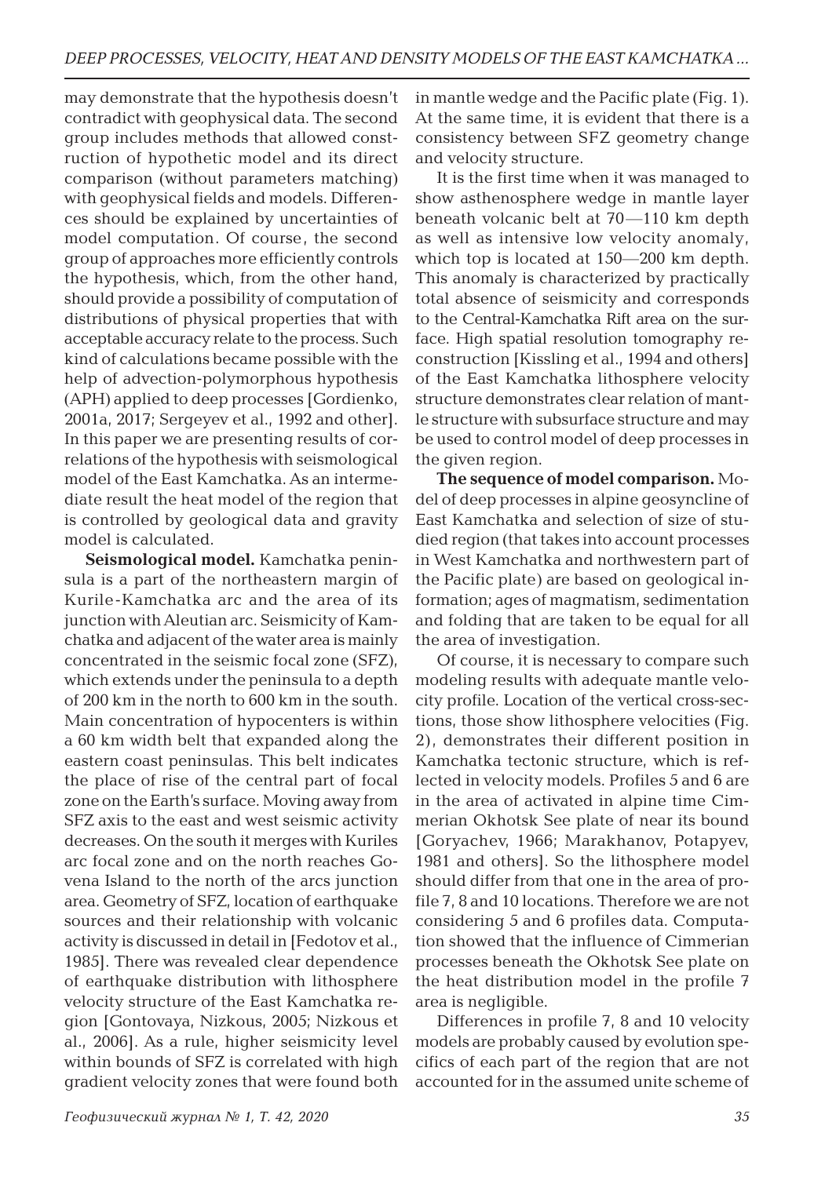may demonstrate that the hypothesis doesn't contradict with geophysical data. The second group includes methods that allowed construction of hypothetic model and its direct comparison (without parameters matching) with geophysical fields and models. Differences should be explained by uncertainties of model computation. Of course, the second group of approaches more efficiently controls the hypothesis, which, from the other hand, should provide a possibility of computation of distributions of physical properties that with acceptable accuracy relate to the process. Such kind of calculations became possible with the help of advection-polymorphous hypothesis (APH) applied to deep processes [Gordienko, 2001a, 2017; Sergeyev et al., 1992 and other]. In this paper we are presenting results of correlations of the hypothesis with seismological model of the East Kamchatka. As an intermediate result the heat model of the region that is controlled by geological data and gravity model is calculated.

**Seismological model.** Kamchatka peninsula is a part of the northeastern margin of Kurile-Kamchatka arc and the area of its junction with Aleutian arc. Seismicity of Kamchatka and adjacent of the water area is mainly concentrated in the seismic focal zone (SFZ), which extends under the peninsula to a depth of 200 km in the north to 600 km in the south. Main concentration of hypocenters is within a 60 km width belt that expanded along the eastern coast peninsulas. This belt indicates the place of rise of the central part of focal zone on the Earth's surface. Moving away from SFZ axis to the east and west seismic activity decreases. On the south it merges with Kuriles arc focal zone and on the north reaches Govena Island to the north of the arcs junction area. Geometry of SFZ, location of earthquake sources and their relationship with volcanic activity is discussed in detail in [Fedotov et al., 1985]. There was revealed clear dependence of earthquake distribution with lithosphere velocity structure of the East Kamchatka region [Gontovaya, Nizkous, 2005; Nizkous et al., 2006]. As a rule, higher seismicity level within bounds of SFZ is correlated with high gradient velocity zones that were found both in mantle wedge and the Pacific plate (Fig. 1). At the same time, it is evident that there is a consistency between SFZ geometry change and velocity structure.

It is the first time when it was managed to show asthenosphere wedge in mantle layer beneath volcanic belt at 70—110 km depth as well as intensive low velocity anomaly, which top is located at 150—200 km depth. This anomaly is characterized by practically total absence of seismicity and corresponds to the Central-Kamchatka Rift area on the surface. High spatial resolution tomography reconstruction [Kissling et al., 1994 and others] of the East Kamchatka lithosphere velocity structure demonstrates clear relation of mantle structure with subsurface structure and may be used to control model of deep processes in the given region.

**The sequence of model comparison.** Model of deep processes in alpine geosyncline of East Kamchatka and selection of size of studied region (that takes into account processes in West Kamchatka and northwestern part of the Pacific plate) are based on geological information; ages of magmatism, sedimentation and folding that are taken to be equal for all the area of investigation.

Of course, it is necessary to compare such modeling results with adequate mantle velocity profile. Location of the vertical cross-sections, those show lithosphere velocities (Fig. 2), demonstrates their different position in Kamchatka tectonic structure, which is reflected in velocity models. Profiles 5 and 6 are in the area of activated in alpine time Cimmerian Okhotsk See plate of near its bound [Goryachev, 1966; Marakhanov, Potapyev, 1981 and others]. So the lithosphere model should differ from that one in the area of profile 7, 8 and 10 locations. Therefore we are not considering 5 and 6 profiles data. Computation showed that the influence of Cimmerian processes beneath the Okhotsk See plate on the heat distribution model in the profile 7 area is negligible.

Differences in profile 7, 8 and 10 velocity models are probably caused by evolution specifics of each part of the region that are not accounted for in the assumed unite scheme of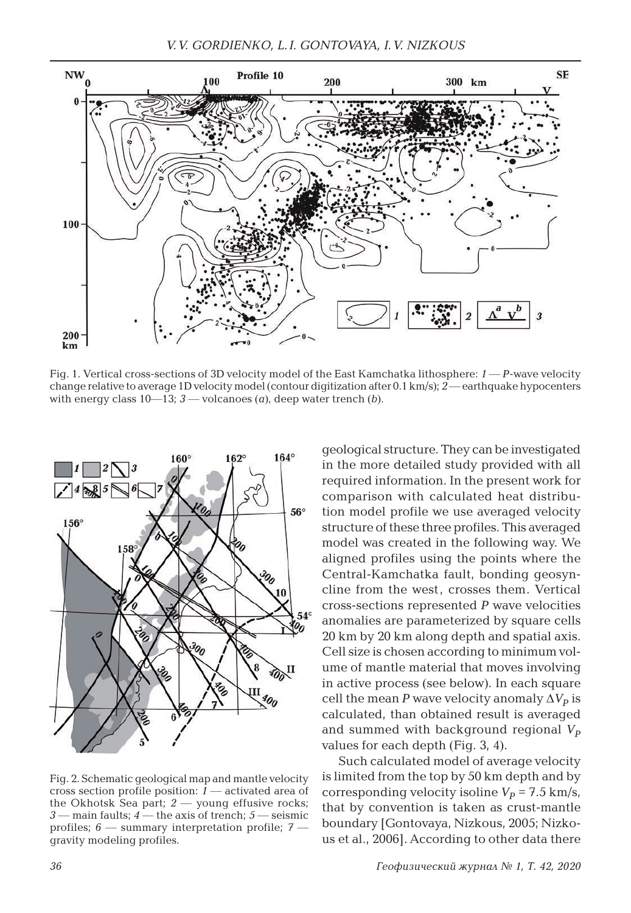Fig. 1. Vertical cross-sections of 3D velocity model of the East Kamchatka lithosphere: *1* — *P*-wave velocity change relative to average 1D velocity model (contour digitization after 0.1 km/s); *2* — earthquake hypocenters with energy class 10—13; *3* — volcanoes (*a*), deep water trench (*b*).

Fig. 2. Schematic geological map and mantle velocity cross section profile position: *1* — activated area of the Okhotsk Sea part; *2* — young effusive rocks; *3* — main faults; *4* — the axis of trench; *5* — seismic profiles; *6* — summary interpretation profile; *7* — gravity modeling profiles.

geological structure. They can be investigated in the more detailed study provided with all required information. In the present work for comparison with calculated heat distribution model profile we use averaged velocity structure of these three profiles. This averaged model was created in the following way. We aligned profiles using the points where the Central-Kamchatka fault, bonding geosyncline from the west, crosses them. Vertical cross-sections represented *P* wave velocities anomalies are parameterized by square cells 20 km by 20 km along depth and spatial axis. Cell size is chosen according to minimum volume of mantle material that moves involving in active process (see below). In each square cell the mean *P* wave velocity anomaly $\Delta V_P$ is calculated, than obtained result is averaged and summed with background regional $V_P$ values for each depth (Fig. 3, 4).

Such calculated model of average velocity is limited from the top by 50 km depth and by corresponding velocity isoline $V_P = 7.5$ km/s, that by convention is taken as crust-mantle boundary [Gontovaya, Nizkous, 2005; Nizkous et al., 2006]. According to other data there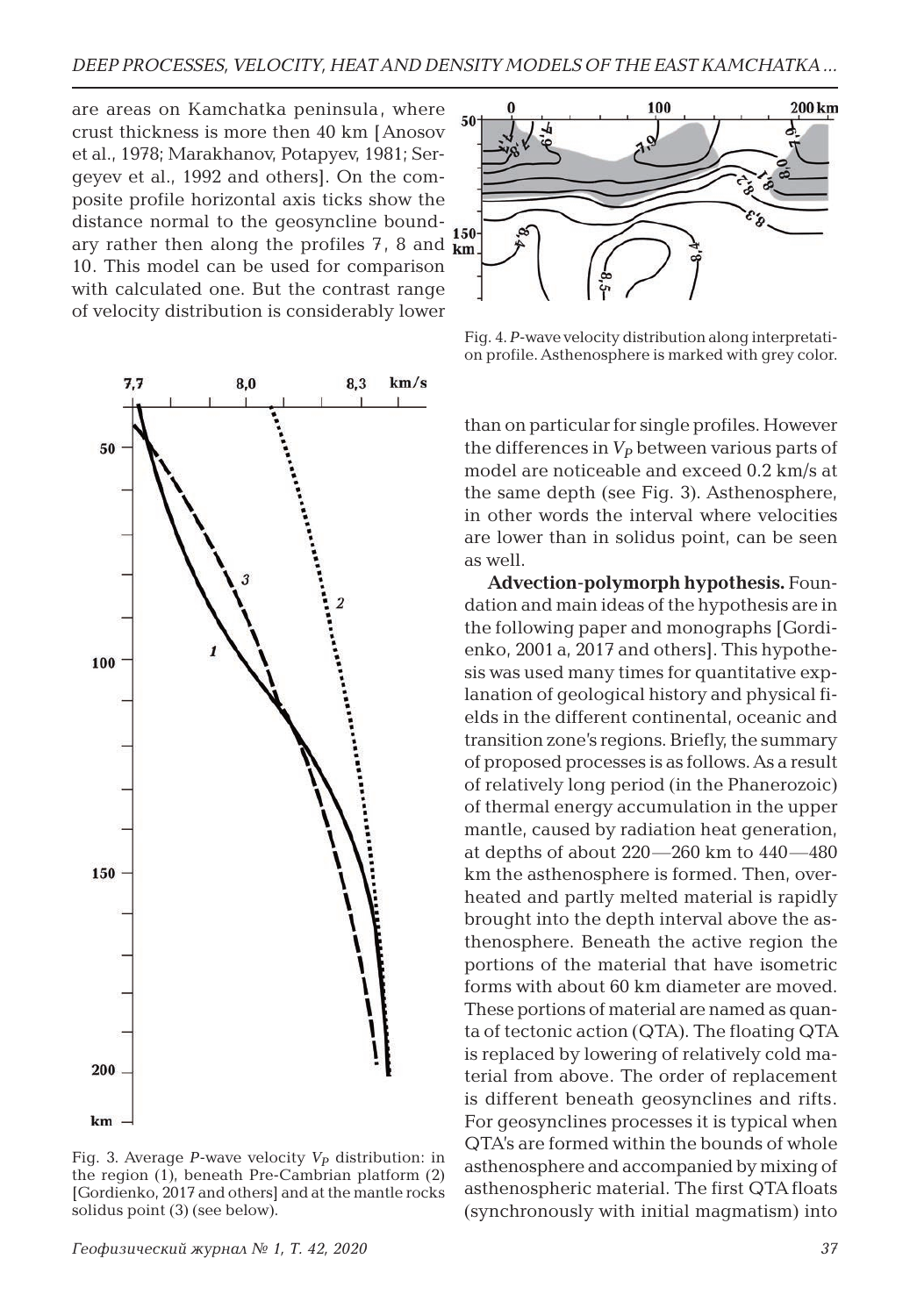are areas on Kamchatka peninsula, where crust thickness is more then 40 km [Anosov et al., 1978; Marakhanov, Potapyev, 1981; Sergeyev et al., 1992 and others]. On the composite profile horizontal axis ticks show the distance normal to the geosyncline boundary rather then along the profiles 7, 8 and 10. This model can be used for comparison with calculated one. But the contrast range of velocity distribution is considerably lower than on particular for single profiles. However the differences in $V_P$ between various parts of model are noticeable and exceed 0.2 km/s at the same depth (see Fig. 3). Asthenosphere, in other words the interval where velocities are lower than in solidus point, can be seen as well.

Fig. 4. *P*-wave velocity distribution along interpretation profile. Asthenosphere is marked with grey color.

Fig. 3. Average *P*-wave velocity $V_P$ distribution: in the region (1), beneath Pre-Cambrian platform (2) [Gordienko, 2017 and others] and at the mantle rocks solidus point (3) (see below).

**Advection-polymorph hypothesis.** Foundation and main ideas of the hypothesis are in the following paper and monographs [Gordienko, 2001 a, 2017 and others]. This hypothesis was used many times for quantitative explanation of geological history and physical fields in the different continental, oceanic and transition zone's regions. Briefly, the summary of proposed processes is as follows. As a result of relatively long period (in the Phanerozoic) of thermal energy accumulation in the upper mantle, caused by radiation heat generation, at depths of about 220—260 km to 440—480 km the asthenosphere is formed. Then, overheated and partly melted material is rapidly brought into the depth interval above the asthenosphere. Beneath the active region the portions of the material that have isometric forms with about 60 km diameter are moved. These portions of material are named as quanta of tectonic action (QTA). The floating QTA is replaced by lowering of relatively cold material from above. The order of replacement is different beneath geosynclines and rifts. For geosynclines processes it is typical when QTA's are formed within the bounds of whole asthenosphere and accompanied by mixing of asthenospheric material. The first QTA floats (synchronously with initial magmatism) into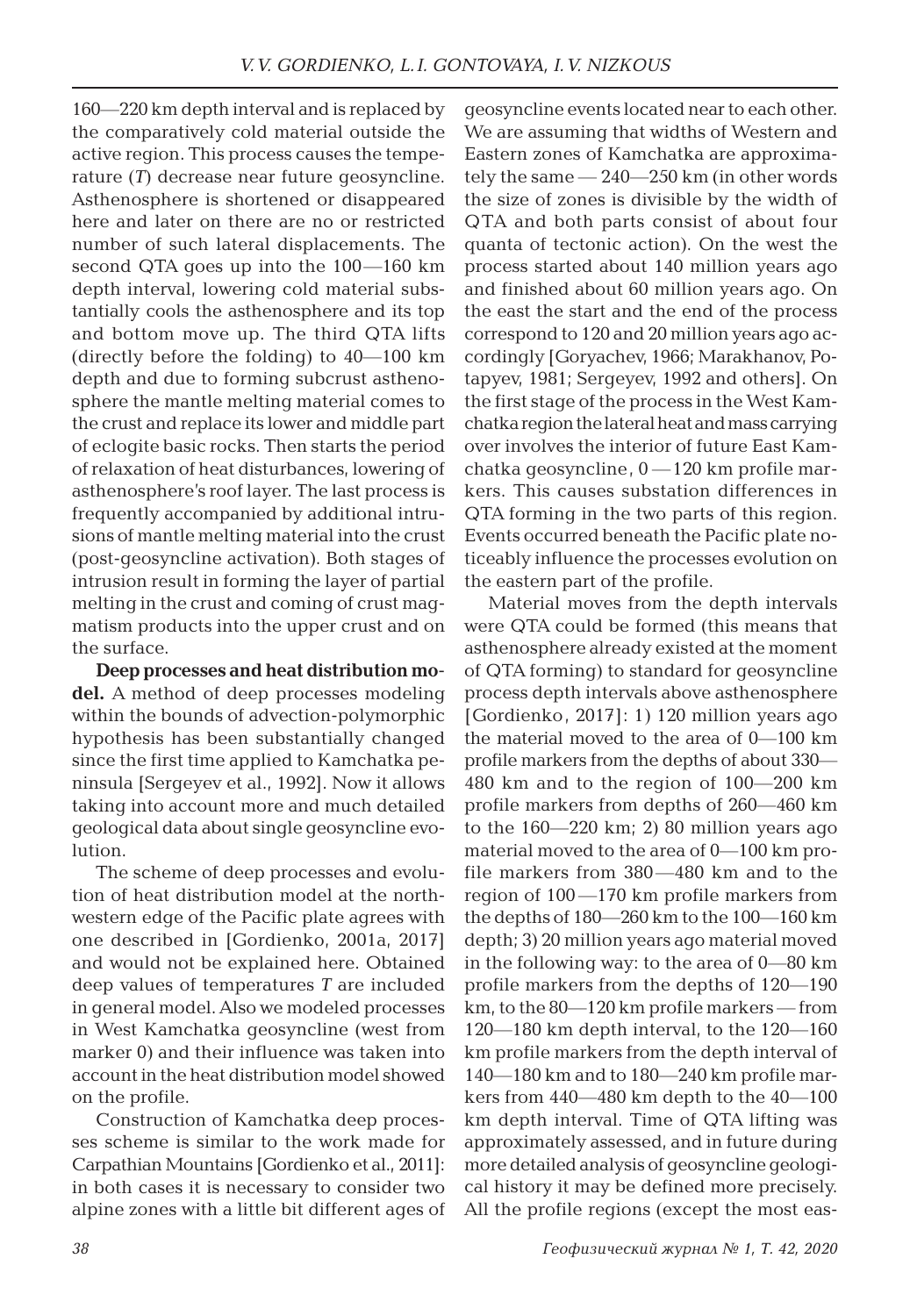160—220 km depth interval and is replaced by the comparatively cold material outside the active region. This process causes the temperature (*T*) decrease near future geosyncline. Asthenosphere is shortened or disappeared here and later on there are no or restricted number of such lateral displacements. The second QTA goes up into the 100—160 km depth interval, lowering cold material substantially cools the asthenosphere and its top and bottom move up. The third QTA lifts (directly before the folding) to 40—100 km depth and due to forming subcrust asthenosphere the mantle melting material comes to the crust and replace its lower and middle part of eclogite basic rocks. Then starts the period of relaxation of heat disturbances, lowering of asthenosphere's roof layer. The last process is frequently accompanied by additional intrusions of mantle melting material into the crust (post-geosyncline activation). Both stages of intrusion result in forming the layer of partial melting in the crust and coming of crust magmatism products into the upper crust and on the surface.

**Deep processes and heat distribution model.** A method of deep processes modeling within the bounds of advection-polymorphic hypothesis has been substantially changed since the first time applied to Kamchatka peninsula [Sergeyev et al., 1992]. Now it allows taking into account more and much detailed geological data about single geosyncline evolution.

The scheme of deep processes and evolution of heat distribution model at the northwestern edge of the Pacific plate agrees with one described in [Gordienko, 2001a, 2017] and would not be explained here. Obtained deep values of temperatures *T* are included in general model. Also we modeled processes in West Kamchatka geosyncline (west from marker 0) and their influence was taken into account in the heat distribution model showed on the profile.

Construction of Kamchatka deep processes scheme is similar to the work made for Carpathian Mountains [Gordienko et al., 2011]: in both cases it is necessary to consider two alpine zones with a little bit different ages of geosyncline events located near to each other. We are assuming that widths of Western and Eastern zones of Kamchatka are approximately the same — 240—250 km (in other words the size of zones is divisible by the width of QTA and both parts consist of about four quanta of tectonic action). On the west the process started about 140 million years ago and finished about 60 million years ago. On the east the start and the end of the process correspond to 120 and 20 million years ago accordingly [Goryachev, 1966; Marakhanov, Potapyev, 1981; Sergeyev, 1992 and others]. On the first stage of the process in the West Kamchatka region the lateral heat and mass carrying over involves the interior of future East Kamchatka geosyncline, 0—120 km profile markers. This causes substation differences in QTA forming in the two parts of this region. Events occurred beneath the Pacific plate noticeably influence the processes evolution on the eastern part of the profile.

Material moves from the depth intervals were QTA could be formed (this means that asthenosphere already existed at the moment of QTA forming) to standard for geosyncline process depth intervals above asthenosphere [Gordienko, 2017]: 1) 120 million years ago the material moved to the area of 0—100 km profile markers from the depths of about 330—480 km and to the region of 100—200 km profile markers from depths of 260—460 km to the 160—220 km; 2) 80 million years ago material moved to the area of 0—100 km profile markers from 380—480 km and to the region of 100—170 km profile markers from the depths of 180—260 km to the 100—160 km depth; 3) 20 million years ago material moved in the following way: to the area of 0—80 km profile markers from the depths of 120—190 km, to the 80—120 km profile markers — from 120—180 km depth interval, to the 120—160 km profile markers from the depth interval of 140—180 km and to 180—240 km profile markers from 440—480 km depth to the 40—100 km depth interval. Time of QTA lifting was approximately assessed, and in future during more detailed analysis of geosyncline geological history it may be defined more precisely. All the profile regions (except the most eas-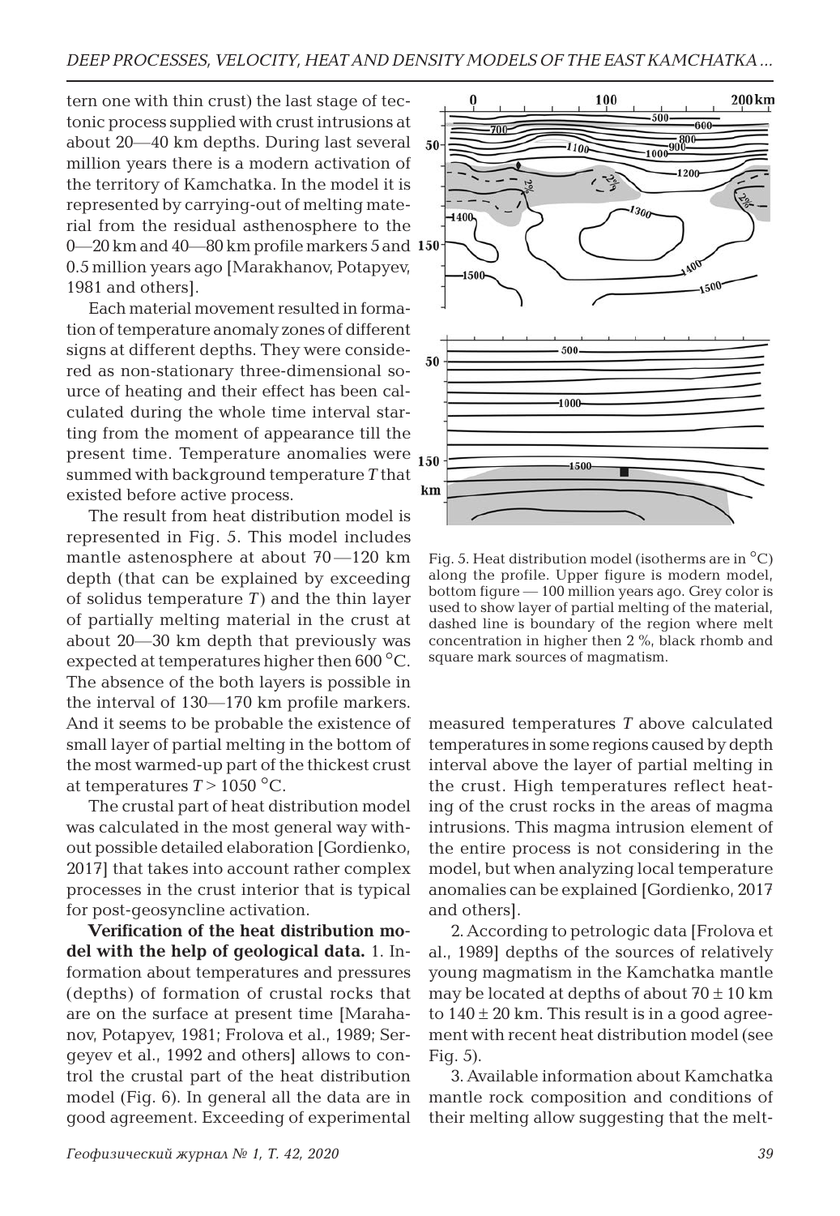tern one with thin crust) the last stage of tectonic process supplied with crust intrusions at about 20—40 km depths. During last several million years there is a modern activation of the territory of Kamchatka. In the model it is represented by carrying-out of melting material from the residual asthenosphere to the 0—20 km and 40—80 km profile markers 5 and 0.5 million years ago [Marakhanov, Potapyev, 1981 and others].

Each material movement resulted in formation of temperature anomaly zones of different signs at different depths. They were considered as non-stationary three-dimensional source of heating and their effect has been calculated during the whole time interval starting from the moment of appearance till the present time. Temperature anomalies were summed with background temperature $T$ that existed before active process.

The result from heat distribution model is represented in Fig. 5. This model includes mantle astenosphere at about 70—120 km depth (that can be explained by exceeding of solidus temperature $T$) and the thin layer of partially melting material in the crust at about 20—30 km depth that previously was expected at temperatures higher then 600 °C. The absence of the both layers is possible in the interval of 130—170 km profile markers. And it seems to be probable the existence of small layer of partial melting in the bottom of the most warmed-up part of the thickest crust at temperatures $T > 1050$ °C.

The crustal part of heat distribution model was calculated in the most general way without possible detailed elaboration [Gordienko, 2017] that takes into account rather complex processes in the crust interior that is typical for post-geosyncline activation.

Fig. 5. Heat distribution model (isotherms are in °C) along the profile. Upper figure is modern model, bottom figure — 100 million years ago. Grey color is used to show layer of partial melting of the material, dashed line is boundary of the region where melt concentration in higher then 2 %, black rhomb and square mark sources of magmatism.

**Verification of the heat distribution model with the help of geological data.** 1. Information about temperatures and pressures (depths) of formation of crustal rocks that are on the surface at present time [Marahanov, Potapyev, 1981; Frolova et al., 1989; Sergeyev et al., 1992 and others] allows to control the crustal part of the heat distribution model (Fig. 6). In general all the data are in good agreement. Exceeding of experimental measured temperatures $T$ above calculated temperatures in some regions caused by depth interval above the layer of partial melting in the crust. High temperatures reflect heating of the crust rocks in the areas of magma intrusions. This magma intrusion element of the entire process is not considering in the model, but when analyzing local temperature anomalies can be explained [Gordienko, 2017 and others].

2. According to petrologic data [Frolova et al., 1989] depths of the sources of relatively young magmatism in the Kamchatka mantle may be located at depths of about $70 \pm 10$ km to $140 \pm 20$ km. This result is in a good agreement with recent heat distribution model (see Fig. 5).

3. Available information about Kamchatka mantle rock composition and conditions of their melting allow suggesting that the melt-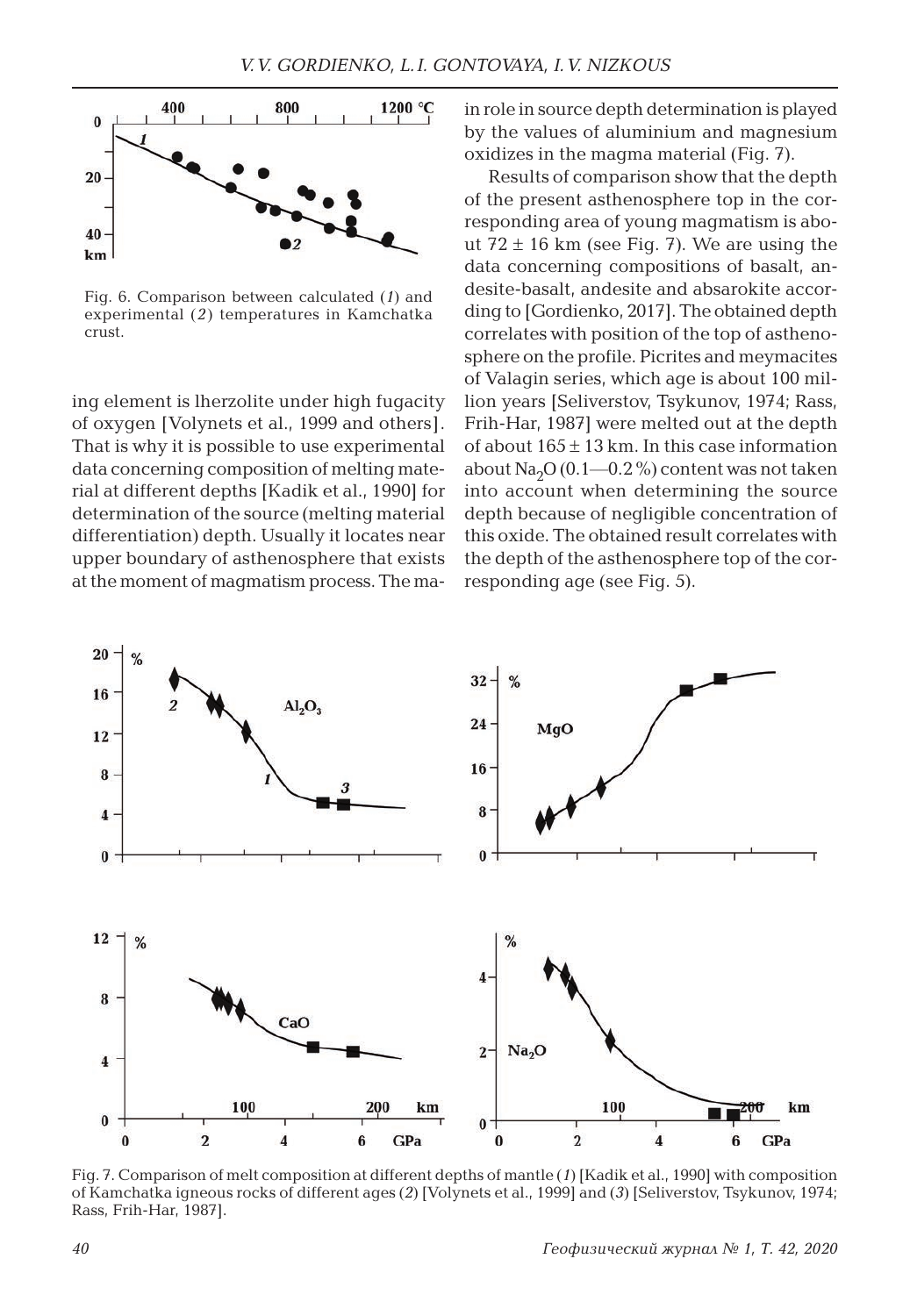Fig. 6. Comparison between calculated (*1*) and experimental (*2*) temperatures in Kamchatka crust.

ing element is lherzolite under high fugacity of oxygen [Volynets et al., 1999 and others]. That is why it is possible to use experimental data concerning composition of melting material at different depths [Kadik et al., 1990] for determination of the source (melting material differentiation) depth. Usually it locates near upper boundary of asthenosphere that exists at the moment of magmatism process. The main role in source depth determination is played by the values of aluminium and magnesium oxidizes in the magma material (Fig. 7).

Results of comparison show that the depth of the present asthenosphere top in the corresponding area of young magmatism is about 72 ± 16 km (see Fig. 7). We are using the data concerning compositions of basalt, andesite-basalt, andesite and absarokite according to [Gordienko, 2017]. The obtained depth correlates with position of the top of asthenosphere on the profile. Picrites and meymacites of Valagin series, which age is about 100 million years [Seliverstov, Tsykunov, 1974; Rass, Frih-Har, 1987] were melted out at the depth of about 165 ± 13 km. In this case information about $Na_2O$ (0.1—0.2 %) content was not taken into account when determining the source depth because of negligible concentration of this oxide. The obtained result correlates with the depth of the asthenosphere top of the corresponding age (see Fig. 5).

Fig. 7. Comparison of melt composition at different depths of mantle (*1*) [Kadik et al., 1990] with composition of Kamchatka igneous rocks of different ages (*2*) [Volynets et al., 1999] and (*3*) [Seliverstov, Tsykunov, 1974; Rass, Frih-Har, 1987].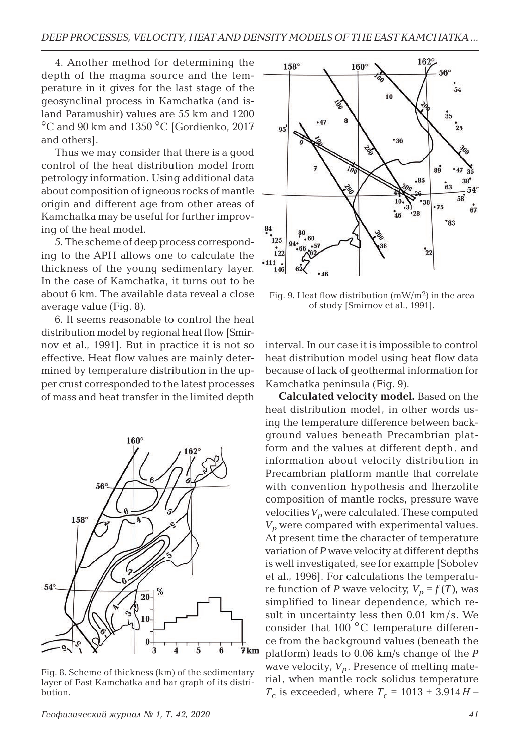4. Another method for determining the depth of the magma source and the temperature in it gives for the last stage of the geosynclinal process in Kamchatka (and island Paramushir) values are 55 km and 1200 °C and 90 km and 1350 °C [Gordienko, 2017 and others].

Thus we may consider that there is a good control of the heat distribution model from petrology information. Using additional data about composition of igneous rocks of mantle origin and different age from other areas of Kamchatka may be useful for further improving of the heat model.

5. The scheme of deep process corresponding to the APH allows one to calculate the thickness of the young sedimentary layer. In the case of Kamchatka, it turns out to be about 6 km. The available data reveal a close average value (Fig. 8).

6. It seems reasonable to control the heat distribution model by regional heat flow [Smirnov et al., 1991]. But in practice it is not so effective. Heat flow values are mainly determined by temperature distribution in the upper crust corresponded to the latest processes of mass and heat transfer in the limited depth interval. In our case it is impossible to control heat distribution model using heat flow data because of lack of geothermal information for Kamchatka peninsula (Fig. 9).

Fig. 8. Scheme of thickness (km) of the sedimentary layer of East Kamchatka and bar graph of its distribution.

Fig. 9. Heat flow distribution ($mW/m^2$) in the area of study [Smirnov et al., 1991].

**Calculated velocity model.** Based on the heat distribution model, in other words using the temperature difference between background values beneath Precambrian platform and the values at different depth, and information about velocity distribution in Precambrian platform mantle that correlate with convention hypothesis and lherzolite composition of mantle rocks, pressure wave velocities $V_P$ were calculated. These computed $V_P$ were compared with experimental values. At present time the character of temperature variation of *P* wave velocity at different depths is well investigated, see for example [Sobolev et al., 1996]. For calculations the temperature function of *P* wave velocity, $V_P = f(T)$, was simplified to linear dependence, which result in uncertainty less then 0.01 km/s. We consider that 100 °C temperature difference from the background values (beneath the platform) leads to 0.06 km/s change of the *P* wave velocity, $V_P$. Presence of melting material, when mantle rock solidus temperature $T_c$ is exceeded, where $T_c = 1013 + 3.914H -$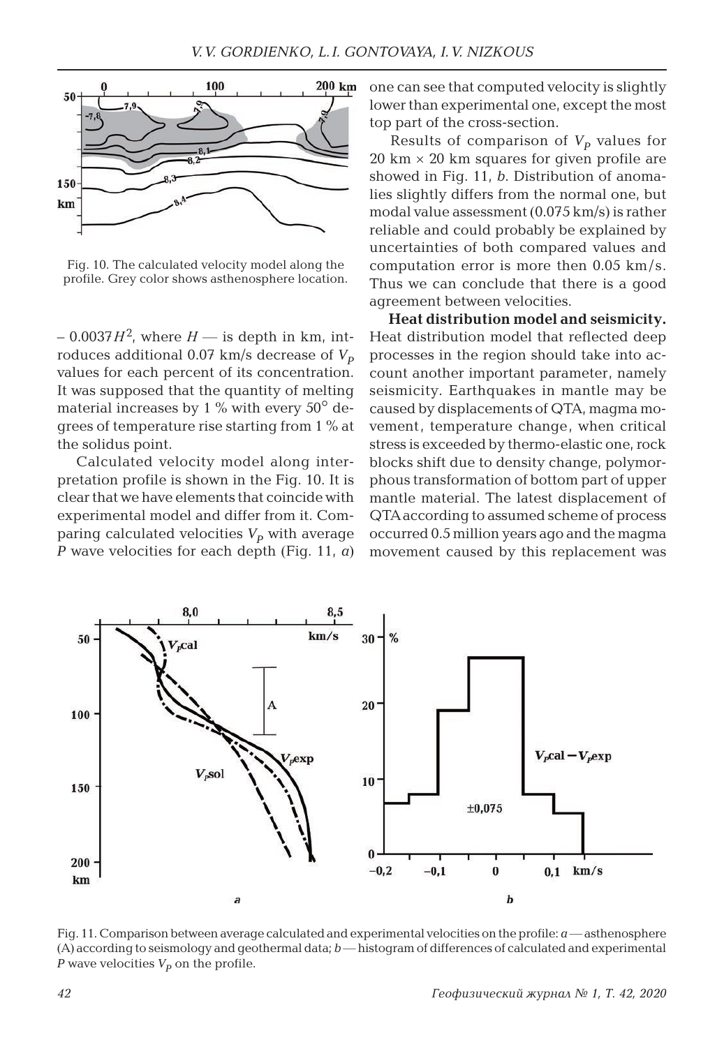Fig. 10. The calculated velocity model along the profile. Grey color shows asthenosphere location.

– $0.0037H^2$, where $H$ — is depth in km, introduces additional 0.07 km/s decrease of $V_P$ values for each percent of its concentration. It was supposed that the quantity of melting material increases by 1 % with every 50° degrees of temperature rise starting from 1 % at the solidus point.

Calculated velocity model along interpretation profile is shown in the Fig. 10. It is clear that we have elements that coincide with experimental model and differ from it. Comparing calculated velocities $V_P$ with average *P* wave velocities for each depth (Fig. 11, *a*) one can see that computed velocity is slightly lower than experimental one, except the most top part of the cross-section.

Results of comparison of $V_P$ values for 20 km × 20 km squares for given profile are showed in Fig. 11, *b*. Distribution of anomalies slightly differs from the normal one, but modal value assessment (0.075 km/s) is rather reliable and could probably be explained by uncertainties of both compared values and computation error is more then 0.05 km/s. Thus we can conclude that there is a good agreement between velocities.

**Heat distribution model and seismicity.** Heat distribution model that reflected deep processes in the region should take into account another important parameter, namely seismicity. Earthquakes in mantle may be caused by displacements of QTA, magma movement, temperature change, when critical stress is exceeded by thermo-elastic one, rock blocks shift due to density change, polymorphous transformation of bottom part of upper mantle material. The latest displacement of QTA according to assumed scheme of process occurred 0.5 million years ago and the magma movement caused by this replacement was

Fig. 11. Comparison between average calculated and experimental velocities on the profile: *a* — asthenosphere (A) according to seismology and geothermal data; *b* — histogram of differences of calculated and experimental *P* wave velocities $V_P$ on the profile.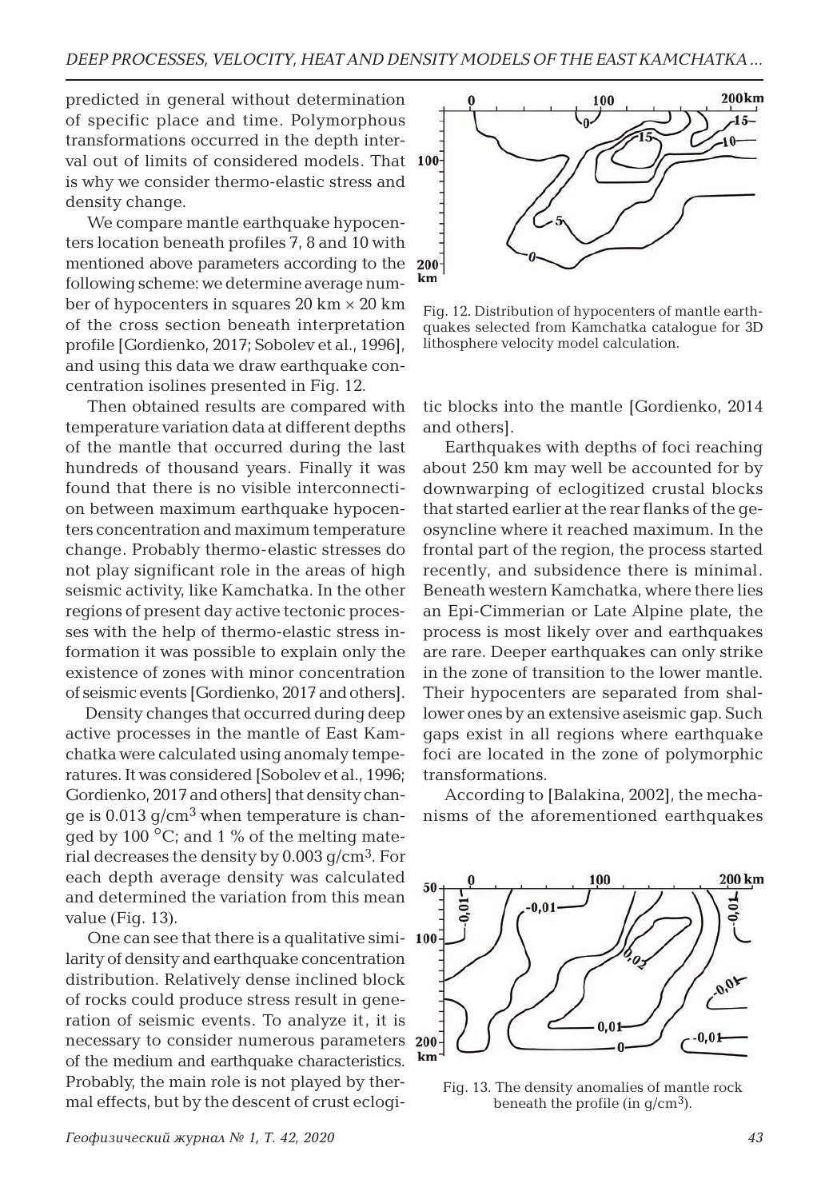predicted in general without determination of specific place and time. Polymorphous transformations occurred in the depth interval out of limits of considered models. That is why we consider thermo-elastic stress and density change.

We compare mantle earthquake hypocenters location beneath profiles 7, 8 and 10 with mentioned above parameters according to the following scheme: we determine average number of hypocenters in squares 20 km × 20 km of the cross section beneath interpretation profile [Gordienko, 2017; Sobolev et al., 1996], and using this data we draw earthquake concentration isolines presented in Fig. 12.

Then obtained results are compared with temperature variation data at different depths of the mantle that occurred during the last hundreds of thousand years. Finally it was found that there is no visible interconnection between maximum earthquake hypocenters concentration and maximum temperature change. Probably thermo-elastic stresses do not play significant role in the areas of high seismic activity, like Kamchatka. In the other regions of present day active tectonic processes with the help of thermo-elastic stress information it was possible to explain only the existence of zones with minor concentration of seismic events [Gordienko, 2017 and others].

Density changes that occurred during deep active processes in the mantle of East Kamchatka were calculated using anomaly temperatures. It was considered [Sobolev et al., 1996; Gordienko, 2017 and others] that density change is 0.013 g/cm$^3$ when temperature is changed by 100 °C; and 1 % of the melting material decreases the density by 0.003 g/cm$^3$. For each depth average density was calculated and determined the variation from this mean value (Fig. 13).

One can see that there is a qualitative similarity of density and earthquake concentration distribution. Relatively dense inclined block of rocks could produce stress result in generation of seismic events. To analyze it, it is necessary to consider numerous parameters of the medium and earthquake characteristics. Probably, the main role is not played by thermal effects, but by the descent of crust eclogitic blocks into the mantle [Gordienko, 2014 and others].

Fig. 12. Distribution of hypocenters of mantle earthquakes selected from Kamchatka catalogue for 3D lithosphere velocity model calculation.

Earthquakes with depths of foci reaching about 250 km may well be accounted for by downwarping of eclogitized crustal blocks that started earlier at the rear flanks of the geosyncline where it reached maximum. In the frontal part of the region, the process started recently, and subsidence there is minimal. Beneath western Kamchatka, where there lies an Epi-Cimmerian or Late Alpine plate, the process is most likely over and earthquakes are rare. Deeper earthquakes can only strike in the zone of transition to the lower mantle. Their hypocenters are separated from shallower ones by an extensive aseismic gap. Such gaps exist in all regions where earthquake foci are located in the zone of polymorphic transformations.

According to [Balakina, 2002], the mechanisms of the aforementioned earthquakes

Fig. 13. The density anomalies of mantle rock beneath the profile (in g/cm$^3$).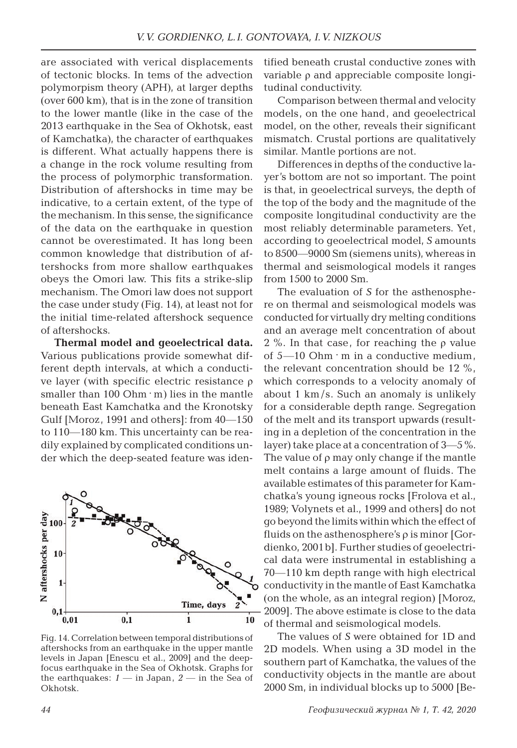are associated with verical displacements of tectonic blocks. In tems of the advection polymorpism theory (APH), at larger depths (over 600 km), that is in the zone of transition to the lower mantle (like in the case of the 2013 earthquake in the Sea of Okhotsk, east of Kamchatka), the character of earthquakes is different. What actually happens there is a change in the rock volume resulting from the process of polymorphic transformation. Distribution of aftershocks in time may be indicative, to a certain extent, of the type of the mechanism. In this sense, the significance of the data on the earthquake in question cannot be overestimated. It has long been common knowledge that distribution of aftershocks from more shallow earthquakes obeys the Omori law. This fits a strike-slip mechanism. The Omori law does not support the case under study (Fig. 14), at least not for the initial time-related aftershock sequence of aftershocks.

**Thermal model and geoelectrical data.** Various publications provide somewhat different depth intervals, at which a conductive layer (with specific electric resistance ρ smaller than 100 Ohm · m) lies in the mantle beneath East Kamchatka and the Kronotsky Gulf [Moroz, 1991 and others]: from 40—150 to 110—180 km. This uncertainty can be readily explained by complicated conditions under which the deep-seated feature was identified beneath crustal conductive zones with variable ρ and appreciable composite longitudinal conductivity.

Fig. 14. Correlation between temporal distributions of aftershocks from an earthquake in the upper mantle levels in Japan [Enescu et al., 2009] and the deep-focus earthquake in the Sea of Okhotsk. Graphs for the earthquakes: *1* — in Japan, *2* — in the Sea of Okhotsk.

Comparison between thermal and velocity models, on the one hand, and geoelectrical model, on the other, reveals their significant mismatch. Crustal portions are qualitatively similar. Mantle portions are not.

Differences in depths of the conductive layer's bottom are not so important. The point is that, in geoelectrical surveys, the depth of the top of the body and the magnitude of the composite longitudinal conductivity are the most reliably determinable parameters. Yet, according to geoelectrical model, *S* amounts to 8500—9000 Sm (siemens units), whereas in thermal and seismological models it ranges from 1500 to 2000 Sm.

The evaluation of *S* for the asthenosphere on thermal and seismological models was conducted for virtually dry melting conditions and an average melt concentration of about 2 %. In that case, for reaching the ρ value of 5—10 Ohm · m in a conductive medium, the relevant concentration should be 12 %, which corresponds to a velocity anomaly of about 1 km/s. Such an anomaly is unlikely for a considerable depth range. Segregation of the melt and its transport upwards (resulting in a depletion of the concentration in the layer) take place at a concentration of 3—5 %. The value of ρ may only change if the mantle melt contains a large amount of fluids. The available estimates of this parameter for Kamchatka's young igneous rocks [Frolova et al., 1989; Volynets et al., 1999 and others] do not go beyond the limits within which the effect of fluids on the asthenosphere's ρ is minor [Gordienko, 2001b]. Further studies of geoelectrical data were instrumental in establishing a 70—110 km depth range with high electrical conductivity in the mantle of East Kamchatka (on the whole, as an integral region) [Moroz, 2009]. The above estimate is close to the data of thermal and seismological models.

The values of *S* were obtained for 1D and 2D models. When using a 3D model in the southern part of Kamchatka, the values of the conductivity objects in the mantle are about 2000 Sm, in individual blocks up to 5000 [Be-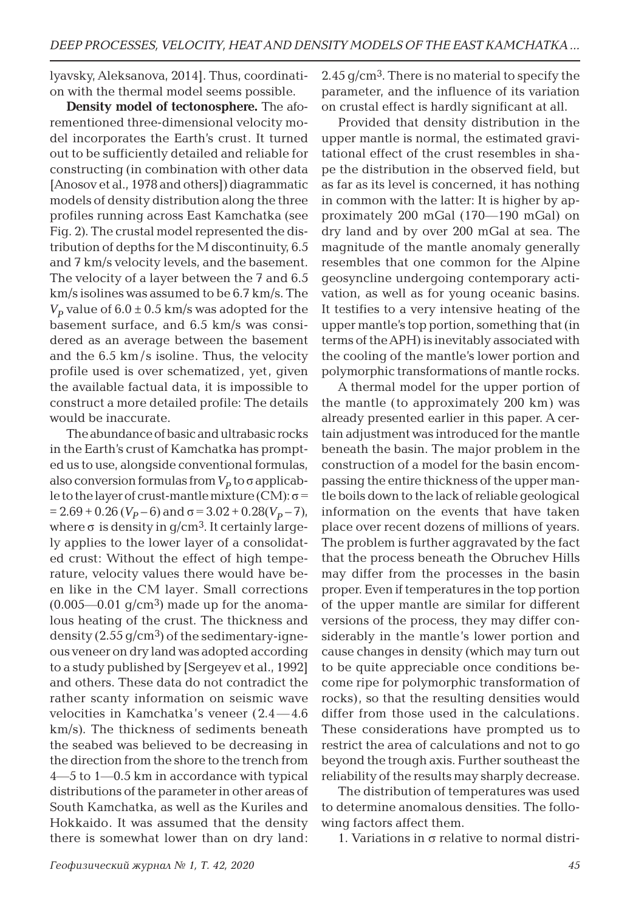lyavsky, Aleksanova, 2014]. Thus, coordination with the thermal model seems possible.

**Density model of tectonosphere.** The aforementioned three-dimensional velocity model incorporates the Earth's crust. It turned out to be sufficiently detailed and reliable for constructing (in combination with other data [Anosov et al., 1978 and others]) diagrammatic models of density distribution along the three profiles running across East Kamchatka (see Fig. 2). The crustal model represented the distribution of depths for the M discontinuity, 6.5 and 7 km/s velocity levels, and the basement. The velocity of a layer between the 7 and 6.5 km/s isolines was assumed to be 6.7 km/s. The $V_P$ value of $6.0 \pm 0.5$ km/s was adopted for the basement surface, and 6.5 km/s was considered as an average between the basement and the 6.5 km/s isoline. Thus, the velocity profile used is over schematized, yet, given the available factual data, it is impossible to construct a more detailed profile: The details would be inaccurate.

The abundance of basic and ultrabasic rocks in the Earth's crust of Kamchatka has prompted us to use, alongside conventional formulas, also conversion formulas from $V_P$ to σ applicable to the layer of crust-mantle mixture (CM): $\sigma = 2.69 + 0.26\,(V_P - 6)$ and $\sigma = 3.02 + 0.28(V_P - 7)$, where σ is density in g/cm$^3$. It certainly largely applies to the lower layer of a consolidated crust: Without the effect of high temperature, velocity values there would have been like in the CM layer. Small corrections (0.005—0.01 g/cm$^3$) made up for the anomalous heating of the crust. The thickness and density (2.55 g/cm$^3$) of the sedimentary-igneous veneer on dry land was adopted according to a study published by [Sergeyev et al., 1992] and others. These data do not contradict the rather scanty information on seismic wave velocities in Kamchatka's veneer (2.4—4.6 km/s). The thickness of sediments beneath the seabed was believed to be decreasing in the direction from the shore to the trench from 4—5 to 1—0.5 km in accordance with typical distributions of the parameter in other areas of South Kamchatka, as well as the Kuriles and Hokkaido. It was assumed that the density there is somewhat lower than on dry land: 2.45 g/cm$^3$. There is no material to specify the parameter, and the influence of its variation on crustal effect is hardly significant at all.

Provided that density distribution in the upper mantle is normal, the estimated gravitational effect of the crust resembles in shape the distribution in the observed field, but as far as its level is concerned, it has nothing in common with the latter: It is higher by approximately 200 mGal (170—190 mGal) on dry land and by over 200 mGal at sea. The magnitude of the mantle anomaly generally resembles that one common for the Alpine geosyncline undergoing contemporary activation, as well as for young oceanic basins. It testifies to a very intensive heating of the upper mantle's top portion, something that (in terms of the APH) is inevitably associated with the cooling of the mantle's lower portion and polymorphic transformations of mantle rocks.

A thermal model for the upper portion of the mantle (to approximately 200 km) was already presented earlier in this paper. A certain adjustment was introduced for the mantle beneath the basin. The major problem in the construction of a model for the basin encompassing the entire thickness of the upper mantle boils down to the lack of reliable geological information on the events that have taken place over recent dozens of millions of years. The problem is further aggravated by the fact that the process beneath the Obruchev Hills may differ from the processes in the basin proper. Even if temperatures in the top portion of the upper mantle are similar for different versions of the process, they may differ considerably in the mantle's lower portion and cause changes in density (which may turn out to be quite appreciable once conditions become ripe for polymorphic transformation of rocks), so that the resulting densities would differ from those used in the calculations. These considerations have prompted us to restrict the area of calculations and not to go beyond the trough axis. Further southeast the reliability of the results may sharply decrease.

The distribution of temperatures was used to determine anomalous densities. The following factors affect them.

1. Variations in σ relative to normal distri-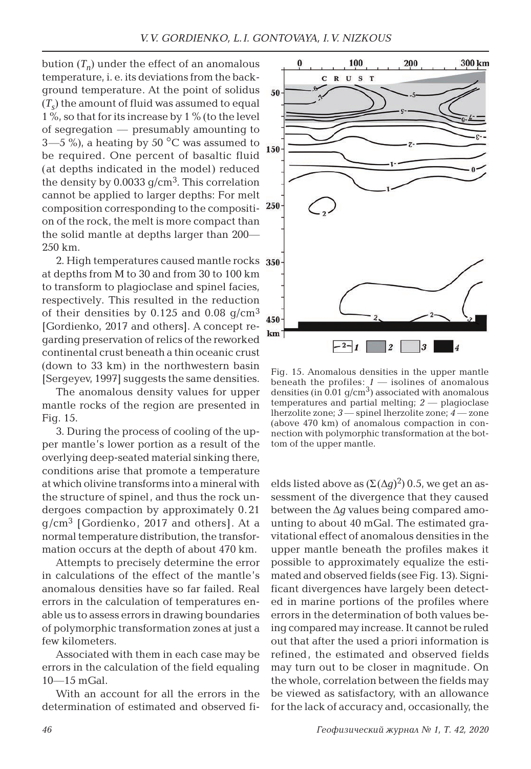bution ($T_n$) under the effect of an anomalous temperature, i. e. its deviations from the background temperature. At the point of solidus ($T_s$) the amount of fluid was assumed to equal 1 %, so that for its increase by 1 % (to the level of segregation — presumably amounting to 3—5 %), a heating by 50 °C was assumed to be required. One percent of basaltic fluid (at depths indicated in the model) reduced the density by 0.0033 g/cm$^3$. This correlation cannot be applied to larger depths: For melt composition corresponding to the composition of the rock, the melt is more compact than the solid mantle at depths larger than 200—250 km.

2. High temperatures caused mantle rocks at depths from M to 30 and from 30 to 100 km to transform to plagioclase and spinel facies, respectively. This resulted in the reduction of their densities by 0.125 and 0.08 g/cm$^3$ [Gordienko, 2017 and others]. A concept regarding preservation of relics of the reworked continental crust beneath a thin oceanic crust (down to 33 km) in the northwestern basin [Sergeyev, 1997] suggests the same densities.

The anomalous density values for upper mantle rocks of the region are presented in Fig. 15.

3. During the process of cooling of the upper mantle's lower portion as a result of the overlying deep-seated material sinking there, conditions arise that promote a temperature at which olivine transforms into a mineral with the structure of spinel, and thus the rock undergoes compaction by approximately 0.21 g/cm$^3$ [Gordienko, 2017 and others]. At a normal temperature distribution, the transformation occurs at the depth of about 470 km.

Attempts to precisely determine the error in calculations of the effect of the mantle's anomalous densities have so far failed. Real errors in the calculation of temperatures enable us to assess errors in drawing boundaries of polymorphic transformation zones at just a few kilometers.

Associated with them in each case may be errors in the calculation of the field equaling 10—15 mGal.

With an account for all the errors in the determination of estimated and observed fields listed above as $(\Sigma(\Delta g)^2)\ 0.5$, we get an assessment of the divergence that they caused between the $\Delta g$ values being compared amounting to about 40 mGal. The estimated gravitational effect of anomalous densities in the upper mantle beneath the profiles makes it possible to approximately equalize the estimated and observed fields (see Fig. 13). Significant divergences have largely been detected in marine portions of the profiles where errors in the determination of both values being compared may increase. It cannot be ruled out that after the used a priori information is refined, the estimated and observed fields may turn out to be closer in magnitude. On the whole, correlation between the fields may be viewed as satisfactory, with an allowance for the lack of accuracy and, occasionally, the

Fig. 15. Anomalous densities in the upper mantle beneath the profiles: *1* — isolines of anomalous densities (in 0.01 g/cm$^3$) associated with anomalous temperatures and partial melting; *2* — plagioclase lherzolite zone; *3* — spinel lherzolite zone; *4* — zone (above 470 km) of anomalous compaction in connection with polymorphic transformation at the bottom of the upper mantle.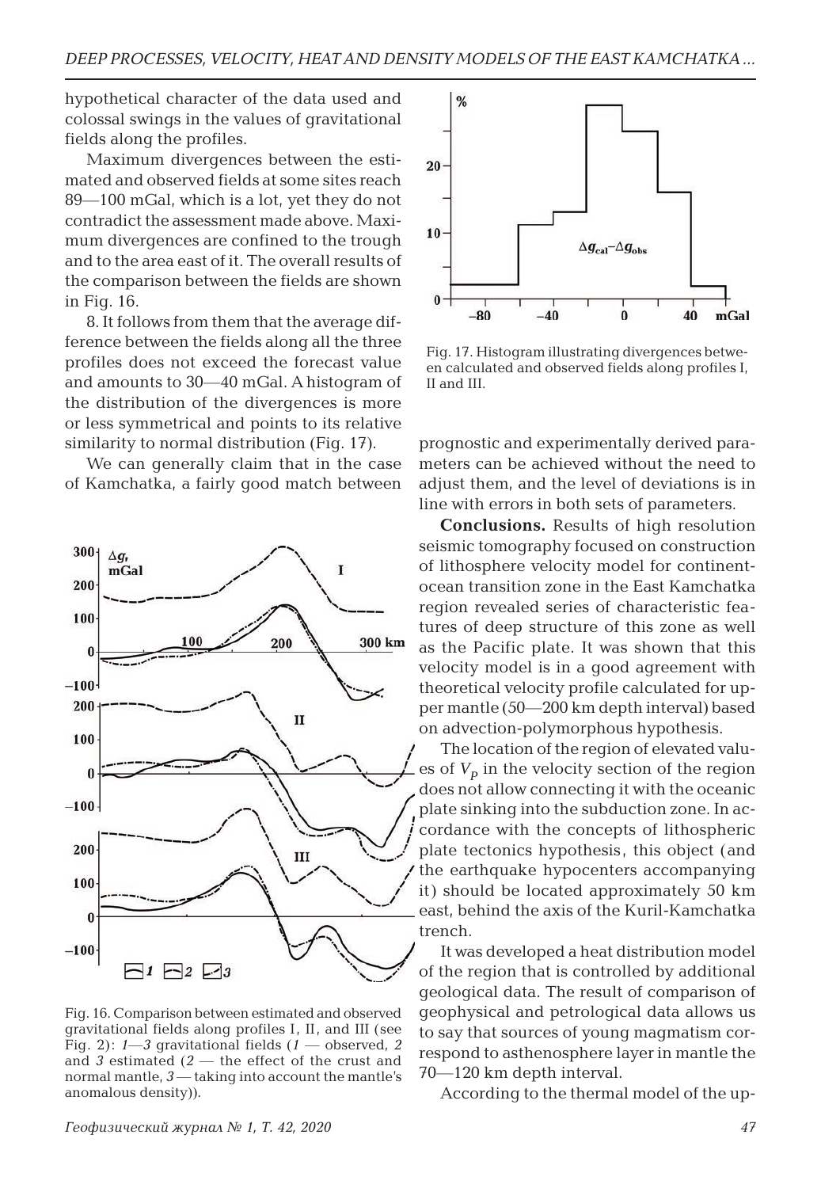hypothetical character of the data used and colossal swings in the values of gravitational fields along the profiles.

Maximum divergences between the estimated and observed fields at some sites reach 89—100 mGal, which is a lot, yet they do not contradict the assessment made above. Maximum divergences are confined to the trough and to the area east of it. The overall results of the comparison between the fields are shown in Fig. 16.

8. It follows from them that the average difference between the fields along all the three profiles does not exceed the forecast value and amounts to 30—40 mGal. A histogram of the distribution of the divergences is more or less symmetrical and points to its relative similarity to normal distribution (Fig. 17).

We can generally claim that in the case of Kamchatka, a fairly good match between prognostic and experimentally derived parameters can be achieved without the need to adjust them, and the level of deviations is in line with errors in both sets of parameters.

Fig. 16. Comparison between estimated and observed gravitational fields along profiles I, II, and III (see Fig. 2): *1*—*3* gravitational fields (*1* — observed, *2* and *3* estimated (*2* — the effect of the crust and normal mantle, *3* — taking into account the mantle's anomalous density)).

Fig. 17. Histogram illustrating divergences between calculated and observed fields along profiles I, II and III.

**Conclusions.** Results of high resolution seismic tomography focused on construction of lithosphere velocity model for continent-ocean transition zone in the East Kamchatka region revealed series of characteristic features of deep structure of this zone as well as the Pacific plate. It was shown that this velocity model is in a good agreement with theoretical velocity profile calculated for upper mantle (50—200 km depth interval) based on advection-polymorphous hypothesis.

The location of the region of elevated values of $V_p$ in the velocity section of the region does not allow connecting it with the oceanic plate sinking into the subduction zone. In accordance with the concepts of lithospheric plate tectonics hypothesis, this object (and the earthquake hypocenters accompanying it) should be located approximately 50 km east, behind the axis of the Kuril-Kamchatka trench.

It was developed a heat distribution model of the region that is controlled by additional geological data. The result of comparison of geophysical and petrological data allows us to say that sources of young magmatism correspond to asthenosphere layer in mantle the 70—120 km depth interval.

According to the thermal model of the up-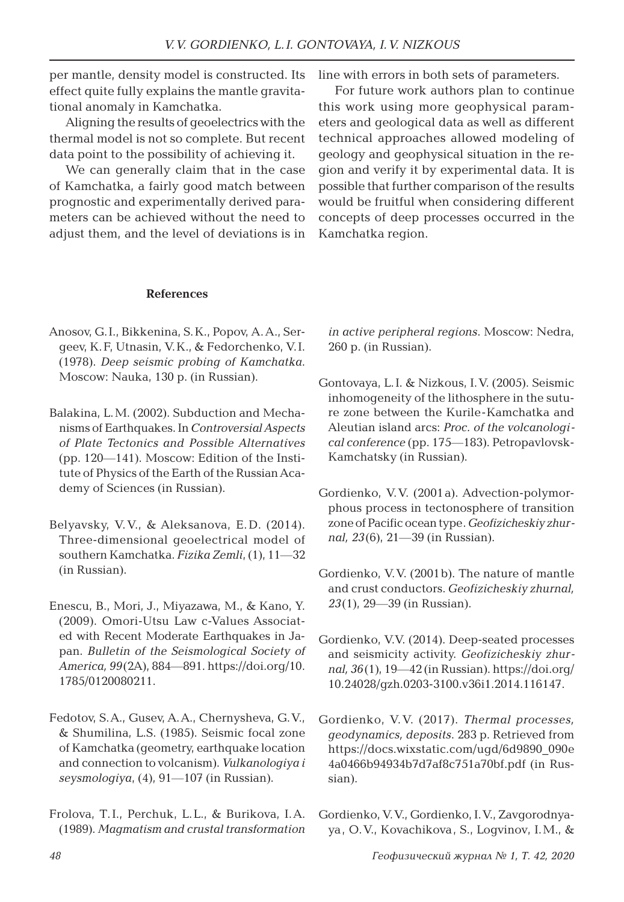per mantle, density model is constructed. Its effect quite fully explains the mantle gravitational anomaly in Kamchatka.

Aligning the results of geoelectrics with the thermal model is not so complete. But recent data point to the possibility of achieving it.

We can generally claim that in the case of Kamchatka, a fairly good match between prognostic and experimentally derived parameters can be achieved without the need to adjust them, and the level of deviations is in line with errors in both sets of parameters.

For future work authors plan to continue this work using more geophysical parameters and geological data as well as different technical approaches allowed modeling of geology and geophysical situation in the region and verify it by experimental data. It is possible that further comparison of the results would be fruitful when considering different concepts of deep processes occurred in the Kamchatka region.

## References

Anosov, G.I., Bikkenina, S.K., Popov, A.A., Sergeev, K.F, Utnasin, V.K., & Fedorchenko, V.I. (1978). *Deep seismic probing of Kamchatka*. Moscow: Nauka, 130 p. (in Russian).

Balakina, L.M. (2002). Subduction and Mechanisms of Earthquakes. In *Controversial Aspects of Plate Tectonics and Possible Alternatives* (pp. 120—141). Moscow: Edition of the Institute of Physics of the Earth of the Russian Academy of Sciences (in Russian).

Belyavsky, V.V., & Aleksanova, E.D. (2014). Three-dimensional geoelectrical model of southern Kamchatka. *Fizika Zemli*, (1), 11—32 (in Russian).

Enescu, B., Mori, J., Miyazawa, M., & Kano, Y. (2009). Omori-Utsu Law c-Values Associated with Recent Moderate Earthquakes in Japan. *Bulletin of the Seismological Society of America, 99*(2A), 884—891. https://doi.org/10.1785/0120080211.

Fedotov, S.A., Gusev, A.A., Chernysheva, G.V., & Shumilina, L.S. (1985). Seismic focal zone of Kamchatka (geometry, earthquake location and connection to volcanism). *Vulkanologiya i seysmologiya*, (4), 91—107 (in Russian).

Frolova, T.I., Perchuk, L.L., & Burikova, I.A. (1989). *Magmatism and crustal transformation in active peripheral regions*. Moscow: Nedra, 260 p. (in Russian).

Gontovaya, L.I. & Nizkous, I.V. (2005). Seismic inhomogeneity of the lithosphere in the suture zone between the Kurile-Kamchatka and Aleutian island arcs: *Proc. of the volcanological conference* (pp. 175—183). Petropavlovsk-Kamchatsky (in Russian).

Gordienko, V.V. (2001a). Advection-polymorphous process in tectonosphere of transition zone of Pacific ocean type. *Geofizicheskiy zhurnal, 23*(6), 21—39 (in Russian).

Gordienko, V.V. (2001b). The nature of mantle and crust conductors. *Geofizicheskiy zhurnal, 23*(1), 29—39 (in Russian).

Gordienko, V.V. (2014). Deep-seated processes and seismicity activity. *Geofizicheskiy zhurnal, 36*(1), 19—42 (in Russian). https://doi.org/10.24028/gzh.0203-3100.v36i1.2014.116147.

Gordienko, V.V. (2017). *Thermal processes, geodynamics, deposits*. 283 p. Retrieved from https://docs.wixstatic.com/ugd/6d9890_090e4a0466b94934b7d7af8c751a70bf.pdf (in Russian).

Gordienko, V.V., Gordienko, I.V., Zavgorodnyaya, O.V., Kovachikova, S., Logvinov, I.M., &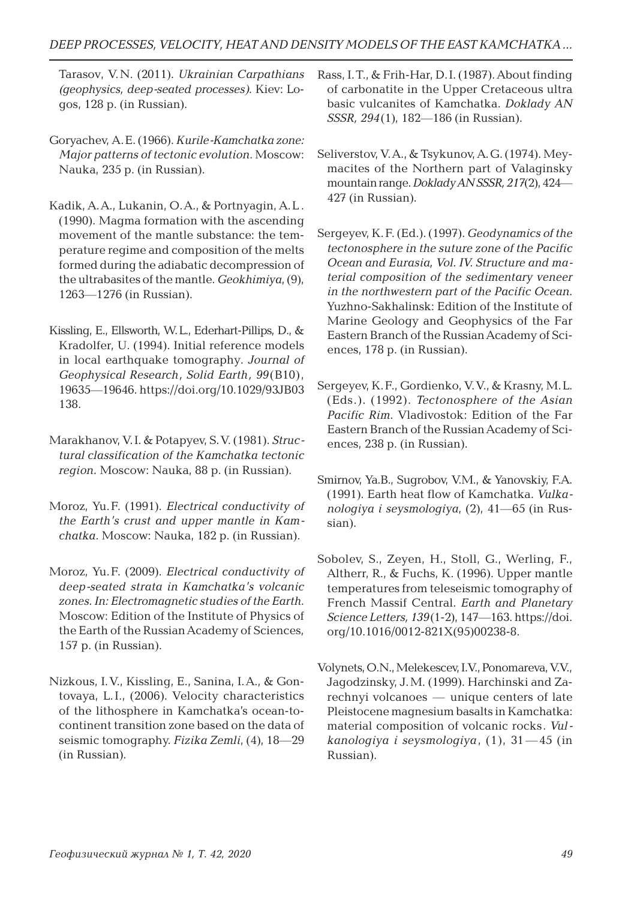Tarasov, V.N. (2011). *Ukrainian Carpathians (geophysics, deep-seated processes)*. Kiev: Logos, 128 p. (in Russian).

Goryachev, A.E. (1966). *Kurile-Kamchatka zone: Major patterns of tectonic evolution*. Moscow: Nauka, 235 p. (in Russian).

Kadik, A.A., Lukanin, O.A., & Portnyagin, A.L. (1990). Magma formation with the ascending movement of the mantle substance: the temperature regime and composition of the melts formed during the adiabatic decompression of the ultrabasites of the mantle. *Geokhimiya*, (9), 1263—1276 (in Russian).

Kissling, E., Ellsworth, W.L., Ederhart-Pillips, D., & Kradolfer, U. (1994). Initial reference models in local earthquake tomography. *Journal of Geophysical Research, Solid Earth, 99*(B10), 19635—19646. https://doi.org/10.1029/93JB03138.

Marakhanov, V.I. & Potapyev, S.V. (1981). *Structural classification of the Kamchatka tectonic region*. Moscow: Nauka, 88 p. (in Russian).

Moroz, Yu.F. (1991). *Electrical conductivity of the Earth's crust and upper mantle in Kamchatka*. Moscow: Nauka, 182 p. (in Russian).

Moroz, Yu.F. (2009). *Electrical conductivity of deep-seated strata in Kamchatka's volcanic zones. In: Electromagnetic studies of the Earth*. Moscow: Edition of the Institute of Physics of the Earth of the Russian Academy of Sciences, 157 p. (in Russian).

Nizkous, I.V., Kissling, E., Sanina, I.A., & Gontovaya, L.I., (2006). Velocity characteristics of the lithosphere in Kamchatka's ocean-to-continent transition zone based on the data of seismic tomography. *Fizika Zemli*, (4), 18—29 (in Russian).

Rass, I.T., & Frih-Har, D.I. (1987). About finding of carbonatite in the Upper Cretaceous ultra basic vulcanites of Kamchatka. *Doklady AN SSSR, 294*(1), 182—186 (in Russian).

Seliverstov, V.A., & Tsykunov, A.G. (1974). Meymacites of the Northern part of Valaginsky mountain range. *Doklady AN SSSR, 217*(2), 424—427 (in Russian).

Sergeyev, K.F. (Ed.). (1997). *Geodynamics of the tectonosphere in the suture zone of the Pacific Ocean and Eurasia, Vol. IV. Structure and material composition of the sedimentary veneer in the northwestern part of the Pacific Ocean*. Yuzhno-Sakhalinsk: Edition of the Institute of Marine Geology and Geophysics of the Far Eastern Branch of the Russian Academy of Sciences, 178 p. (in Russian).

Sergeyev, K.F., Gordienko, V.V., & Krasny, M.L. (Eds.). (1992). *Tectonosphere of the Asian Pacific Rim*. Vladivostok: Edition of the Far Eastern Branch of the Russian Academy of Sciences, 238 p. (in Russian).

Smirnov, Ya.B., Sugrobov, V.M., & Yanovskiy, F.A. (1991). Earth heat flow of Kamchatka. *Vulkanologiya i seysmologiya*, (2), 41—65 (in Russian).

Sobolev, S., Zeyen, H., Stoll, G., Werling, F., Altherr, R., & Fuchs, K. (1996). Upper mantle temperatures from teleseismic tomography of French Massif Central. *Earth and Planetary Science Letters, 139*(1-2), 147—163. https://doi.org/10.1016/0012-821X(95)00238-8.

Volynets, O.N., Melekescev, I.V., Ponomareva, V.V., Jagodzinsky, J.M. (1999). Harchinski and Zarechnyi volcanoes — unique centers of late Pleistocene magnesium basalts in Kamchatka: material composition of volcanic rocks. *Vulkanologiya i seysmologiya*, (1), 31—45 (in Russian).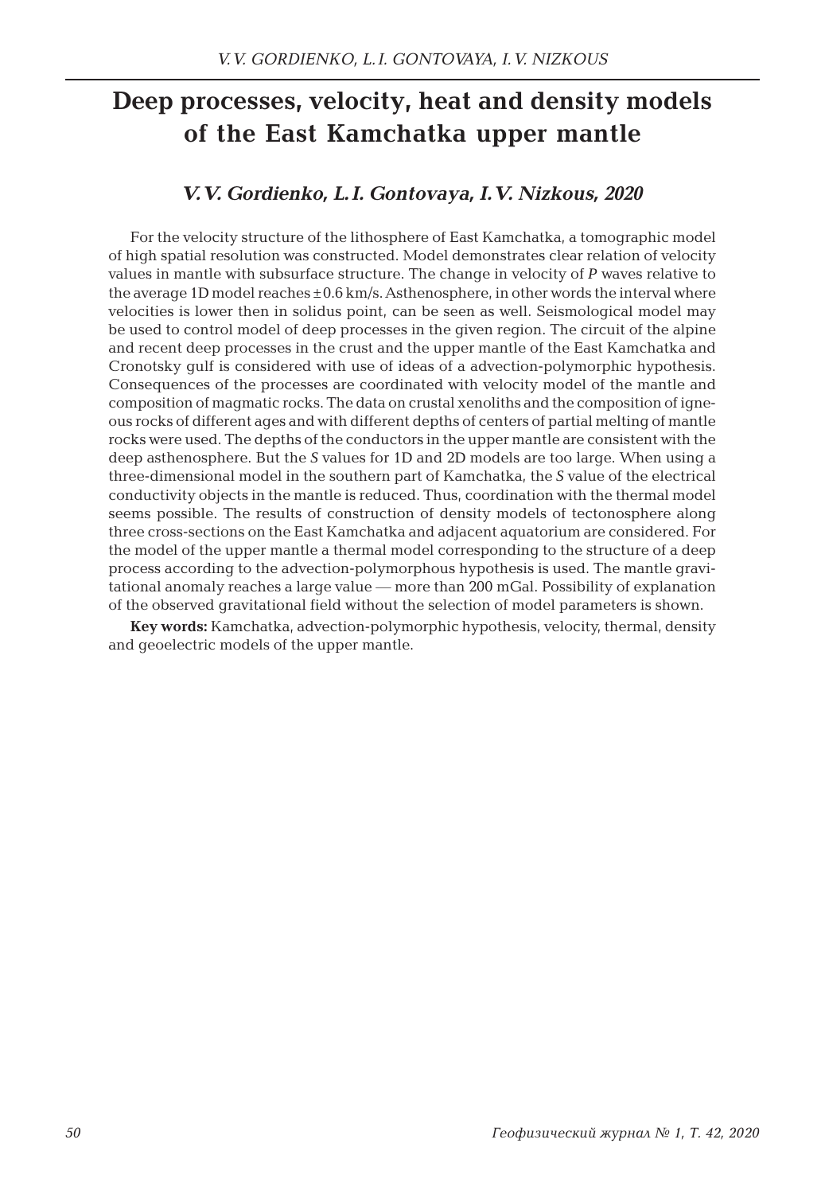# Deep processes, velocity, heat and density models of the East Kamchatka upper mantle

***V.V. Gordienko, L.I. Gontovaya, I.V. Nizkous, 2020***

For the velocity structure of the lithosphere of East Kamchatka, a tomographic model of high spatial resolution was constructed. Model demonstrates clear relation of velocity values in mantle with subsurface structure. The change in velocity of *P* waves relative to the average 1D model reaches ±0.6 km/s. Asthenosphere, in other words the interval where velocities is lower then in solidus point, can be seen as well. Seismological model may be used to control model of deep processes in the given region. The circuit of the alpine and recent deep processes in the crust and the upper mantle of the East Kamchatka and Cronotsky gulf is considered with use of ideas of a advection-polymorphic hypothesis. Consequences of the processes are coordinated with velocity model of the mantle and composition of magmatic rocks. The data on crustal xenoliths and the composition of igneous rocks of different ages and with different depths of centers of partial melting of mantle rocks were used. The depths of the conductors in the upper mantle are consistent with the deep asthenosphere. But the *S* values for 1D and 2D models are too large. When using a three-dimensional model in the southern part of Kamchatka, the *S* value of the electrical conductivity objects in the mantle is reduced. Thus, coordination with the thermal model seems possible. The results of construction of density models of tectonosphere along three cross-sections on the East Kamchatka and adjacent aquatorium are considered. For the model of the upper mantle a thermal model corresponding to the structure of a deep process according to the advection-polymorphous hypothesis is used. The mantle gravitational anomaly reaches a large value — more than 200 mGal. Possibility of explanation of the observed gravitational field without the selection of model parameters is shown.

**Key words:** Kamchatka, advection-polymorphic hypothesis, velocity, thermal, density and geoelectric models of the upper mantle.